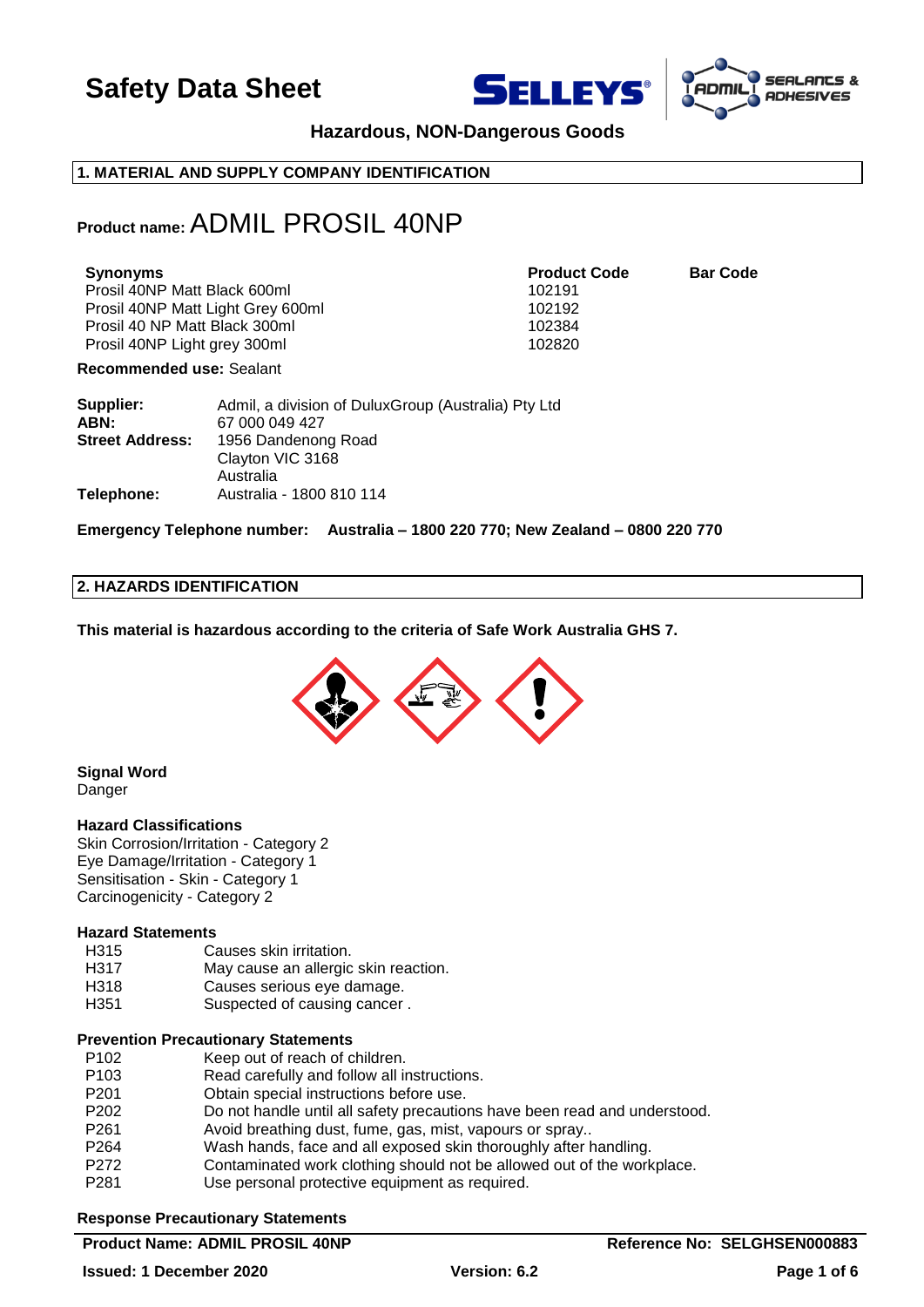# Safety Data Sheet

**Hazardous, NON-Dangerous Goods**

## 1. MATERIAL AND SUPPLY COMPANY IDENTIFICATION

**Product name:** ADMIL PROSIL 40NP

| Synonyms | Product Code | Bar Code |
| --- | --- | --- |
| Prosil 40NP Matt Black 600ml | 102191 | |
| Prosil 40NP Matt Light Grey 600ml | 102192 | |
| Prosil 40 NP Matt Black 300ml | 102384 | |
| Prosil 40NP Light grey 300ml | 102820 | |

**Recommended use:** Sealant

**Supplier:** Admil, a division of DuluxGroup (Australia) Pty Ltd
**ABN:** 67 000 049 427
**Street Address:** 1956 Dandenong Road
Clayton VIC 3168
Australia
**Telephone:** Australia - 1800 810 114

**Emergency Telephone number: Australia – 1800 220 770; New Zealand – 0800 220 770**

## 2. HAZARDS IDENTIFICATION

**This material is hazardous according to the criteria of Safe Work Australia GHS 7.**

**Signal Word**
Danger

**Hazard Classifications**
Skin Corrosion/Irritation - Category 2
Eye Damage/Irritation - Category 1
Sensitisation - Skin - Category 1
Carcinogenicity - Category 2

**Hazard Statements**

| | |
| --- | --- |
| H315 | Causes skin irritation. |
| H317 | May cause an allergic skin reaction. |
| H318 | Causes serious eye damage. |
| H351 | Suspected of causing cancer . |

**Prevention Precautionary Statements**

| | |
| --- | --- |
| P102 | Keep out of reach of children. |
| P103 | Read carefully and follow all instructions. |
| P201 | Obtain special instructions before use. |
| P202 | Do not handle until all safety precautions have been read and understood. |
| P261 | Avoid breathing dust, fume, gas, mist, vapours or spray.. |
| P264 | Wash hands, face and all exposed skin thoroughly after handling. |
| P272 | Contaminated work clothing should not be allowed out of the workplace. |
| P281 | Use personal protective equipment as required. |

**Response Precautionary Statements**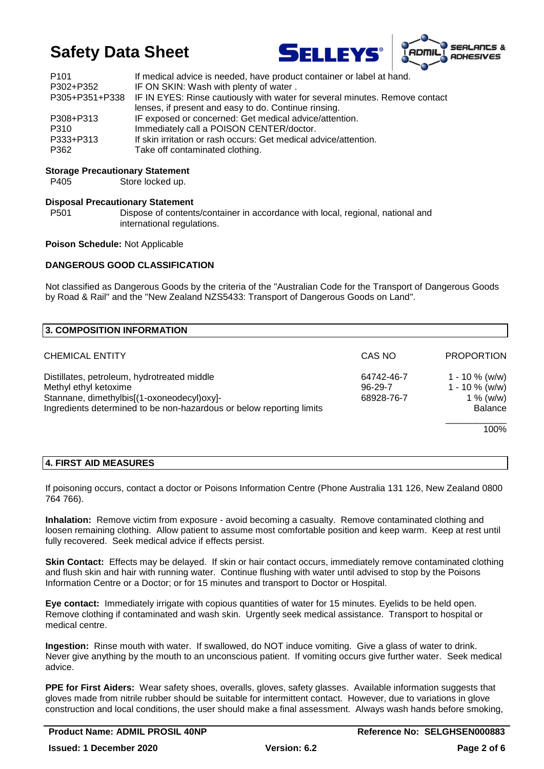| | |
|---|---|
| P101 | If medical advice is needed, have product container or label at hand. |
| P302+P352 | IF ON SKIN: Wash with plenty of water . |
| P305+P351+P338 | IF IN EYES: Rinse cautiously with water for several minutes. Remove contact lenses, if present and easy to do. Continue rinsing. |
| P308+P313 | IF exposed or concerned: Get medical advice/attention. |
| P310 | Immediately call a POISON CENTER/doctor. |
| P333+P313 | If skin irritation or rash occurs: Get medical advice/attention. |
| P362 | Take off contaminated clothing. |

**Storage Precautionary Statement**

P405 Store locked up.

**Disposal Precautionary Statement**

P501 Dispose of contents/container in accordance with local, regional, national and international regulations.

**Poison Schedule:** Not Applicable

**DANGEROUS GOOD CLASSIFICATION**

Not classified as Dangerous Goods by the criteria of the "Australian Code for the Transport of Dangerous Goods by Road & Rail" and the "New Zealand NZS5433: Transport of Dangerous Goods on Land".

## 3. COMPOSITION INFORMATION

| CHEMICAL ENTITY | CAS NO | PROPORTION |
|---|---|---|
| Distillates, petroleum, hydrotreated middle | 64742-46-7 | 1 - 10 % (w/w) |
| Methyl ethyl ketoxime | 96-29-7 | 1 - 10 % (w/w) |
| Stannane, dimethylbis[(1-oxoneodecyl)oxy]- | 68928-76-7 | 1 % (w/w) |
| Ingredients determined to be non-hazardous or below reporting limits | | Balance |
| | | 100% |

## 4. FIRST AID MEASURES

If poisoning occurs, contact a doctor or Poisons Information Centre (Phone Australia 131 126, New Zealand 0800 764 766).

**Inhalation:** Remove victim from exposure - avoid becoming a casualty. Remove contaminated clothing and loosen remaining clothing. Allow patient to assume most comfortable position and keep warm. Keep at rest until fully recovered. Seek medical advice if effects persist.

**Skin Contact:** Effects may be delayed. If skin or hair contact occurs, immediately remove contaminated clothing and flush skin and hair with running water. Continue flushing with water until advised to stop by the Poisons Information Centre or a Doctor; or for 15 minutes and transport to Doctor or Hospital.

**Eye contact:** Immediately irrigate with copious quantities of water for 15 minutes. Eyelids to be held open. Remove clothing if contaminated and wash skin. Urgently seek medical assistance. Transport to hospital or medical centre.

**Ingestion:** Rinse mouth with water. If swallowed, do NOT induce vomiting. Give a glass of water to drink. Never give anything by the mouth to an unconscious patient. If vomiting occurs give further water. Seek medical advice.

**PPE for First Aiders:** Wear safety shoes, overalls, gloves, safety glasses. Available information suggests that gloves made from nitrile rubber should be suitable for intermittent contact. However, due to variations in glove construction and local conditions, the user should make a final assessment. Always wash hands before smoking,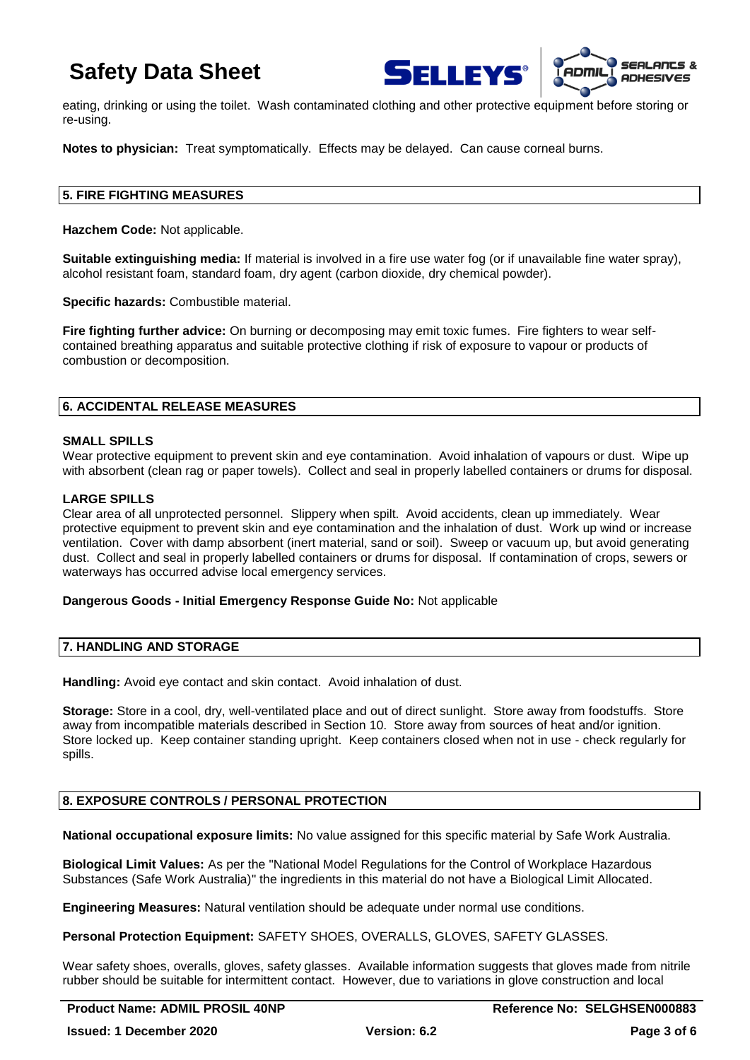eating, drinking or using the toilet. Wash contaminated clothing and other protective equipment before storing or re-using.

**Notes to physician:** Treat symptomatically. Effects may be delayed. Can cause corneal burns.

## 5. FIRE FIGHTING MEASURES

**Hazchem Code:** Not applicable.

**Suitable extinguishing media:** If material is involved in a fire use water fog (or if unavailable fine water spray), alcohol resistant foam, standard foam, dry agent (carbon dioxide, dry chemical powder).

**Specific hazards:** Combustible material.

**Fire fighting further advice:** On burning or decomposing may emit toxic fumes. Fire fighters to wear self-contained breathing apparatus and suitable protective clothing if risk of exposure to vapour or products of combustion or decomposition.

## 6. ACCIDENTAL RELEASE MEASURES

**SMALL SPILLS**

Wear protective equipment to prevent skin and eye contamination. Avoid inhalation of vapours or dust. Wipe up with absorbent (clean rag or paper towels). Collect and seal in properly labelled containers or drums for disposal.

**LARGE SPILLS**

Clear area of all unprotected personnel. Slippery when spilt. Avoid accidents, clean up immediately. Wear protective equipment to prevent skin and eye contamination and the inhalation of dust. Work up wind or increase ventilation. Cover with damp absorbent (inert material, sand or soil). Sweep or vacuum up, but avoid generating dust. Collect and seal in properly labelled containers or drums for disposal. If contamination of crops, sewers or waterways has occurred advise local emergency services.

**Dangerous Goods - Initial Emergency Response Guide No:** Not applicable

## 7. HANDLING AND STORAGE

**Handling:** Avoid eye contact and skin contact. Avoid inhalation of dust.

**Storage:** Store in a cool, dry, well-ventilated place and out of direct sunlight. Store away from foodstuffs. Store away from incompatible materials described in Section 10. Store away from sources of heat and/or ignition. Store locked up. Keep container standing upright. Keep containers closed when not in use - check regularly for spills.

## 8. EXPOSURE CONTROLS / PERSONAL PROTECTION

**National occupational exposure limits:** No value assigned for this specific material by Safe Work Australia.

**Biological Limit Values:** As per the "National Model Regulations for the Control of Workplace Hazardous Substances (Safe Work Australia)" the ingredients in this material do not have a Biological Limit Allocated.

**Engineering Measures:** Natural ventilation should be adequate under normal use conditions.

**Personal Protection Equipment:** SAFETY SHOES, OVERALLS, GLOVES, SAFETY GLASSES.

Wear safety shoes, overalls, gloves, safety glasses. Available information suggests that gloves made from nitrile rubber should be suitable for intermittent contact. However, due to variations in glove construction and local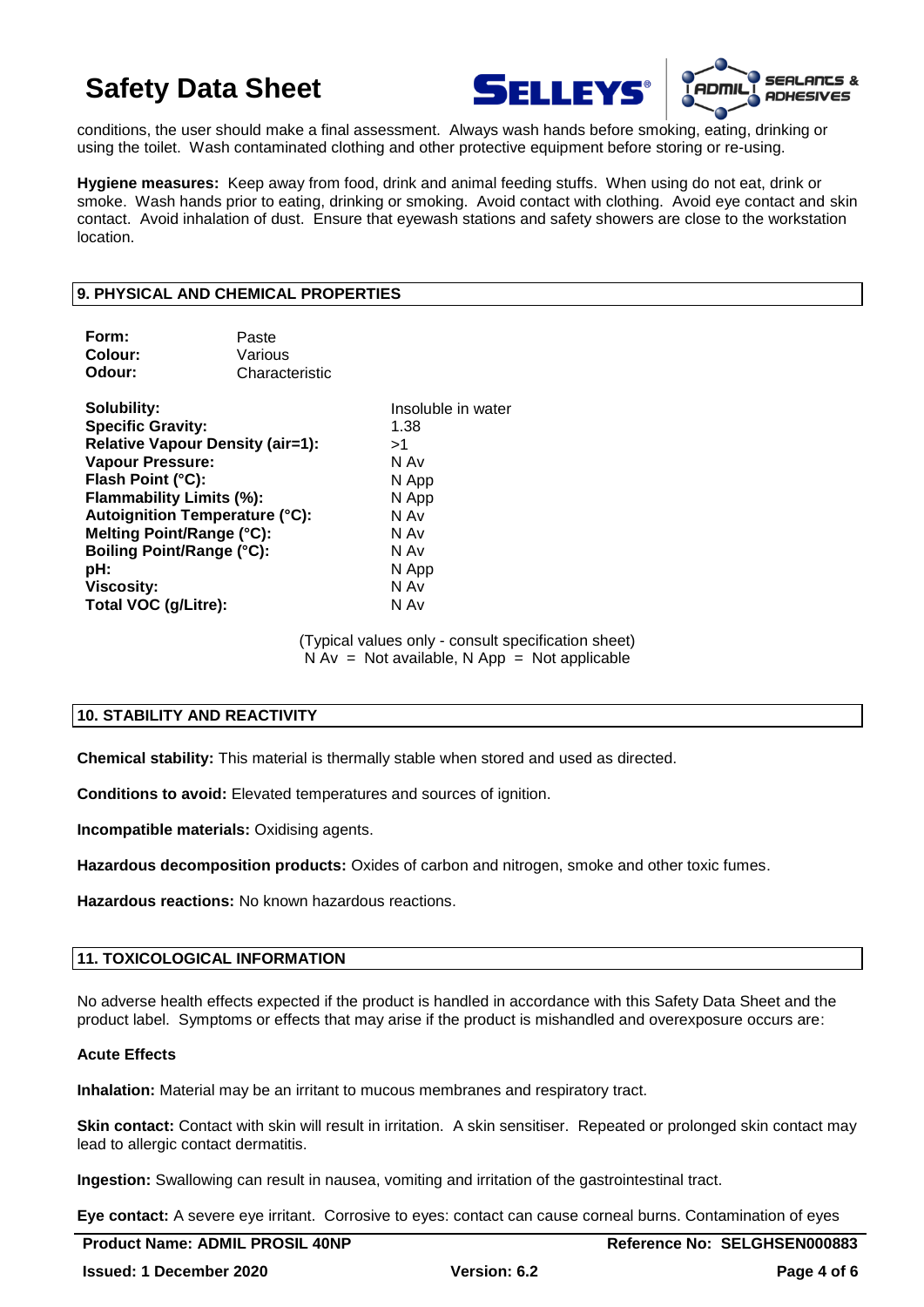conditions, the user should make a final assessment. Always wash hands before smoking, eating, drinking or using the toilet. Wash contaminated clothing and other protective equipment before storing or re-using.

**Hygiene measures:** Keep away from food, drink and animal feeding stuffs. When using do not eat, drink or smoke. Wash hands prior to eating, drinking or smoking. Avoid contact with clothing. Avoid eye contact and skin contact. Avoid inhalation of dust. Ensure that eyewash stations and safety showers are close to the workstation location.

## 9. PHYSICAL AND CHEMICAL PROPERTIES

| | |
|---|---|
| **Form:** | Paste |
| **Colour:** | Various |
| **Odour:** | Characteristic |

| | |
|---|---|
| **Solubility:** | Insoluble in water |
| **Specific Gravity:** | 1.38 |
| **Relative Vapour Density (air=1):** | >1 |
| **Vapour Pressure:** | N Av |
| **Flash Point (°C):** | N App |
| **Flammability Limits (%):** | N App |
| **Autoignition Temperature (°C):** | N Av |
| **Melting Point/Range (°C):** | N Av |
| **Boiling Point/Range (°C):** | N Av |
| **pH:** | N App |
| **Viscosity:** | N Av |
| **Total VOC (g/Litre):** | N Av |

(Typical values only - consult specification sheet)
N Av = Not available, N App = Not applicable

## 10. STABILITY AND REACTIVITY

**Chemical stability:** This material is thermally stable when stored and used as directed.

**Conditions to avoid:** Elevated temperatures and sources of ignition.

**Incompatible materials:** Oxidising agents.

**Hazardous decomposition products:** Oxides of carbon and nitrogen, smoke and other toxic fumes.

**Hazardous reactions:** No known hazardous reactions.

## 11. TOXICOLOGICAL INFORMATION

No adverse health effects expected if the product is handled in accordance with this Safety Data Sheet and the product label. Symptoms or effects that may arise if the product is mishandled and overexposure occurs are:

**Acute Effects**

**Inhalation:** Material may be an irritant to mucous membranes and respiratory tract.

**Skin contact:** Contact with skin will result in irritation. A skin sensitiser. Repeated or prolonged skin contact may lead to allergic contact dermatitis.

**Ingestion:** Swallowing can result in nausea, vomiting and irritation of the gastrointestinal tract.

**Eye contact:** A severe eye irritant. Corrosive to eyes: contact can cause corneal burns. Contamination of eyes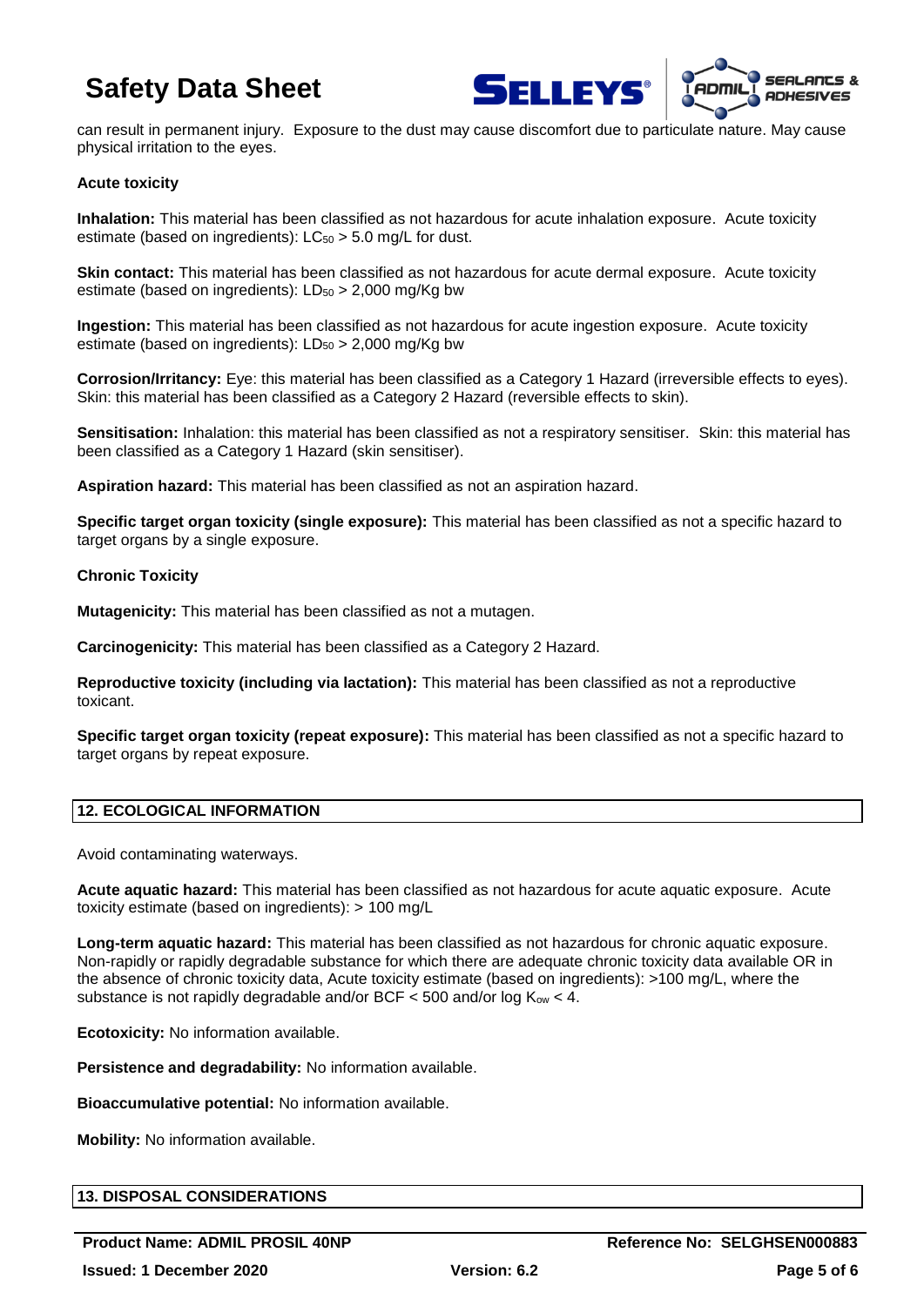can result in permanent injury. Exposure to the dust may cause discomfort due to particulate nature. May cause physical irritation to the eyes.

**Acute toxicity**

**Inhalation:** This material has been classified as not hazardous for acute inhalation exposure. Acute toxicity estimate (based on ingredients): $LC_{50}$ > 5.0 mg/L for dust.

**Skin contact:** This material has been classified as not hazardous for acute dermal exposure. Acute toxicity estimate (based on ingredients): $LD_{50}$ > 2,000 mg/Kg bw

**Ingestion:** This material has been classified as not hazardous for acute ingestion exposure. Acute toxicity estimate (based on ingredients): $LD_{50}$ > 2,000 mg/Kg bw

**Corrosion/Irritancy:** Eye: this material has been classified as a Category 1 Hazard (irreversible effects to eyes). Skin: this material has been classified as a Category 2 Hazard (reversible effects to skin).

**Sensitisation:** Inhalation: this material has been classified as not a respiratory sensitiser. Skin: this material has been classified as a Category 1 Hazard (skin sensitiser).

**Aspiration hazard:** This material has been classified as not an aspiration hazard.

**Specific target organ toxicity (single exposure):** This material has been classified as not a specific hazard to target organs by a single exposure.

**Chronic Toxicity**

**Mutagenicity:** This material has been classified as not a mutagen.

**Carcinogenicity:** This material has been classified as a Category 2 Hazard.

**Reproductive toxicity (including via lactation):** This material has been classified as not a reproductive toxicant.

**Specific target organ toxicity (repeat exposure):** This material has been classified as not a specific hazard to target organs by repeat exposure.

## 12. ECOLOGICAL INFORMATION

Avoid contaminating waterways.

**Acute aquatic hazard:** This material has been classified as not hazardous for acute aquatic exposure. Acute toxicity estimate (based on ingredients): > 100 mg/L

**Long-term aquatic hazard:** This material has been classified as not hazardous for chronic aquatic exposure. Non-rapidly or rapidly degradable substance for which there are adequate chronic toxicity data available OR in the absence of chronic toxicity data, Acute toxicity estimate (based on ingredients): >100 mg/L, where the substance is not rapidly degradable and/or BCF < 500 and/or log $K_{ow}$ < 4.

**Ecotoxicity:** No information available.

**Persistence and degradability:** No information available.

**Bioaccumulative potential:** No information available.

**Mobility:** No information available.

## 13. DISPOSAL CONSIDERATIONS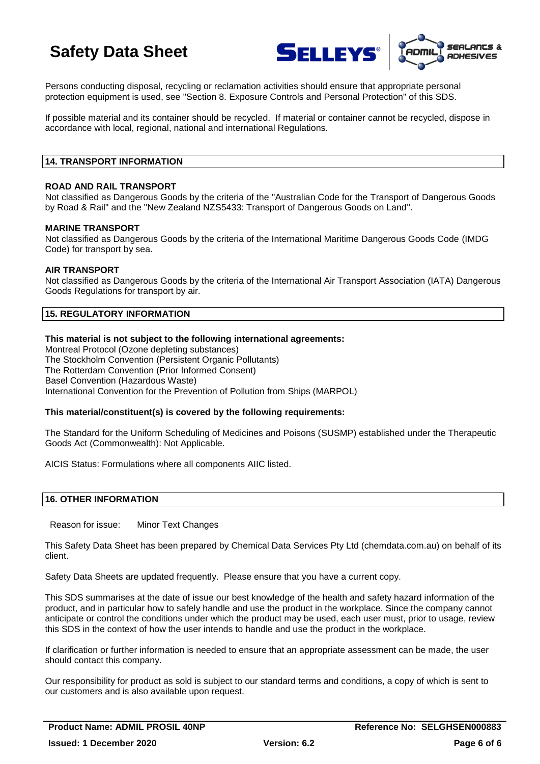Persons conducting disposal, recycling or reclamation activities should ensure that appropriate personal protection equipment is used, see "Section 8. Exposure Controls and Personal Protection" of this SDS.

If possible material and its container should be recycled. If material or container cannot be recycled, dispose in accordance with local, regional, national and international Regulations.

## 14. TRANSPORT INFORMATION

**ROAD AND RAIL TRANSPORT**
Not classified as Dangerous Goods by the criteria of the "Australian Code for the Transport of Dangerous Goods by Road & Rail" and the "New Zealand NZS5433: Transport of Dangerous Goods on Land".

**MARINE TRANSPORT**
Not classified as Dangerous Goods by the criteria of the International Maritime Dangerous Goods Code (IMDG Code) for transport by sea.

**AIR TRANSPORT**
Not classified as Dangerous Goods by the criteria of the International Air Transport Association (IATA) Dangerous Goods Regulations for transport by air.

## 15. REGULATORY INFORMATION

**This material is not subject to the following international agreements:**
Montreal Protocol (Ozone depleting substances)
The Stockholm Convention (Persistent Organic Pollutants)
The Rotterdam Convention (Prior Informed Consent)
Basel Convention (Hazardous Waste)
International Convention for the Prevention of Pollution from Ships (MARPOL)

**This material/constituent(s) is covered by the following requirements:**

The Standard for the Uniform Scheduling of Medicines and Poisons (SUSMP) established under the Therapeutic Goods Act (Commonwealth): Not Applicable.

AICIS Status: Formulations where all components AIIC listed.

## 16. OTHER INFORMATION

Reason for issue: Minor Text Changes

This Safety Data Sheet has been prepared by Chemical Data Services Pty Ltd (chemdata.com.au) on behalf of its client.

Safety Data Sheets are updated frequently. Please ensure that you have a current copy.

This SDS summarises at the date of issue our best knowledge of the health and safety hazard information of the product, and in particular how to safely handle and use the product in the workplace. Since the company cannot anticipate or control the conditions under which the product may be used, each user must, prior to usage, review this SDS in the context of how the user intends to handle and use the product in the workplace.

If clarification or further information is needed to ensure that an appropriate assessment can be made, the user should contact this company.

Our responsibility for product as sold is subject to our standard terms and conditions, a copy of which is sent to our customers and is also available upon request.